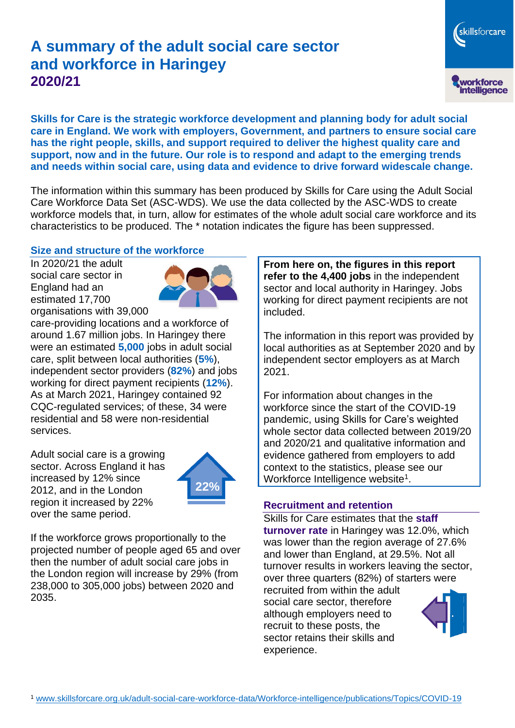# A summary of the adult social care sector and workforce in Haringey
## 2020/21

**Skills for Care is the strategic workforce development and planning body for adult social care in England. We work with employers, Government, and partners to ensure social care has the right people, skills, and support required to deliver the highest quality care and support, now and in the future. Our role is to respond and adapt to the emerging trends and needs within social care, using data and evidence to drive forward widescale change.**

The information within this summary has been produced by Skills for Care using the Adult Social Care Workforce Data Set (ASC-WDS). We use the data collected by the ASC-WDS to create workforce models that, in turn, allow for estimates of the whole adult social care workforce and its characteristics to be produced. The * notation indicates the figure has been suppressed.

### Size and structure of the workforce

In 2020/21 the adult social care sector in England had an estimated 17,700 organisations with 39,000 care-providing locations and a workforce of around 1.67 million jobs. In Haringey there were an estimated **5,000** jobs in adult social care, split between local authorities (**5%**), independent sector providers (**82%**) and jobs working for direct payment recipients (**12%**). As at March 2021, Haringey contained 92 CQC-regulated services; of these, 34 were residential and 58 were non-residential services.

Adult social care is a growing sector. Across England it has increased by 12% since 2012, and in the London region it increased by 22% over the same period.

22%

If the workforce grows proportionally to the projected number of people aged 65 and over then the number of adult social care jobs in the London region will increase by 29% (from 238,000 to 305,000 jobs) between 2020 and 2035.

**From here on, the figures in this report refer to the 4,400 jobs** in the independent sector and local authority in Haringey. Jobs working for direct payment recipients are not included.

The information in this report was provided by local authorities as at September 2020 and by independent sector employers as at March 2021.

For information about changes in the workforce since the start of the COVID-19 pandemic, using Skills for Care's weighted whole sector data collected between 2019/20 and 2020/21 and qualitative information and evidence gathered from employers to add context to the statistics, please see our Workforce Intelligence website[1].

### Recruitment and retention

Skills for Care estimates that the **staff turnover rate** in Haringey was 12.0%, which was lower than the region average of 27.6% and lower than England, at 29.5%. Not all turnover results in workers leaving the sector, over three quarters (82%) of starters were recruited from within the adult social care sector, therefore although employers need to recruit to these posts, the sector retains their skills and experience.

[1] www.skillsforcare.org.uk/adult-social-care-workforce-data/Workforce-intelligence/publications/Topics/COVID-19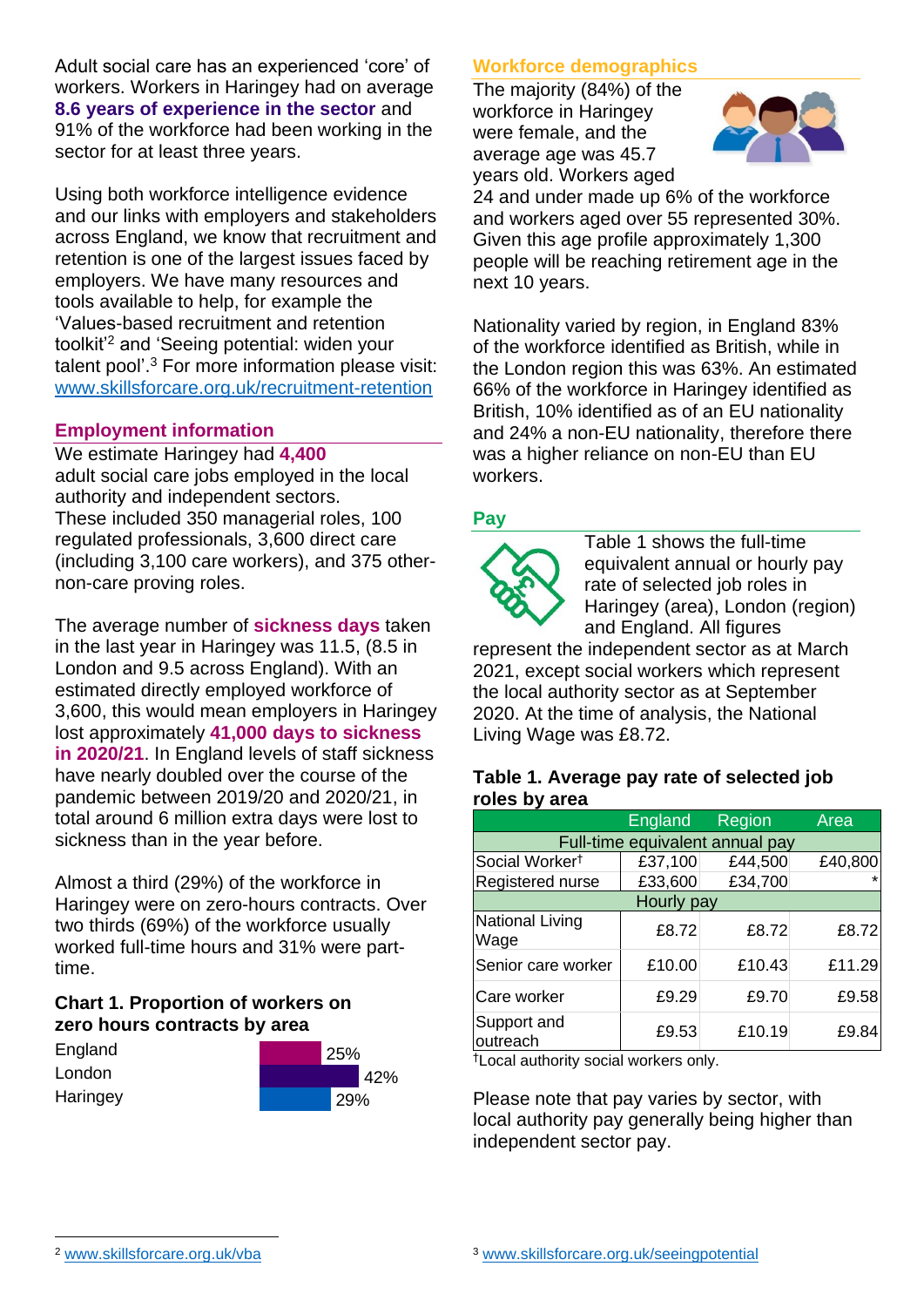Adult social care has an experienced 'core' of workers. Workers in Haringey had on average **8.6 years of experience in the sector** and 91% of the workforce had been working in the sector for at least three years.

Using both workforce intelligence evidence and our links with employers and stakeholders across England, we know that recruitment and retention is one of the largest issues faced by employers. We have many resources and tools available to help, for example the 'Values-based recruitment and retention toolkit'[2] and 'Seeing potential: widen your talent pool'.[3] For more information please visit: www.skillsforcare.org.uk/recruitment-retention

## Employment information

We estimate Haringey had **4,400** adult social care jobs employed in the local authority and independent sectors. These included 350 managerial roles, 100 regulated professionals, 3,600 direct care (including 3,100 care workers), and 375 other-non-care proving roles.

The average number of **sickness days** taken in the last year in Haringey was 11.5, (8.5 in London and 9.5 across England). With an estimated directly employed workforce of 3,600, this would mean employers in Haringey lost approximately **41,000 days to sickness in 2020/21**. In England levels of staff sickness have nearly doubled over the course of the pandemic between 2019/20 and 2020/21, in total around 6 million extra days were lost to sickness than in the year before.

Almost a third (29%) of the workforce in Haringey were on zero-hours contracts. Over two thirds (69%) of the workforce usually worked full-time hours and 31% were part-time.

**Chart 1. Proportion of workers on zero hours contracts by area**

| Area | Proportion |
|---|---|
| England | 25% |
| London | 42% |
| Haringey | 29% |

## Workforce demographics

The majority (84%) of the workforce in Haringey were female, and the average age was 45.7 years old. Workers aged 24 and under made up 6% of the workforce and workers aged over 55 represented 30%. Given this age profile approximately 1,300 people will be reaching retirement age in the next 10 years.

Nationality varied by region, in England 83% of the workforce identified as British, while in the London region this was 63%. An estimated 66% of the workforce in Haringey identified as British, 10% identified as of an EU nationality and 24% a non-EU nationality, therefore there was a higher reliance on non-EU than EU workers.

## Pay

Table 1 shows the full-time equivalent annual or hourly pay rate of selected job roles in Haringey (area), London (region) and England. All figures represent the independent sector as at March 2021, except social workers which represent the local authority sector as at September 2020. At the time of analysis, the National Living Wage was £8.72.

**Table 1. Average pay rate of selected job roles by area**

| | England | Region | Area |
|---|---|---|---|
| **Full-time equivalent annual pay** | | | |
| Social Worker† | £37,100 | £44,500 | £40,800 |
| Registered nurse | £33,600 | £34,700 | * |
| **Hourly pay** | | | |
| National Living Wage | £8.72 | £8.72 | £8.72 |
| Senior care worker | £10.00 | £10.43 | £11.29 |
| Care worker | £9.29 | £9.70 | £9.58 |
| Support and outreach | £9.53 | £10.19 | £9.84 |

†Local authority social workers only.

Please note that pay varies by sector, with local authority pay generally being higher than independent sector pay.

[2] www.skillsforcare.org.uk/vba

[3] www.skillsforcare.org.uk/seeingpotential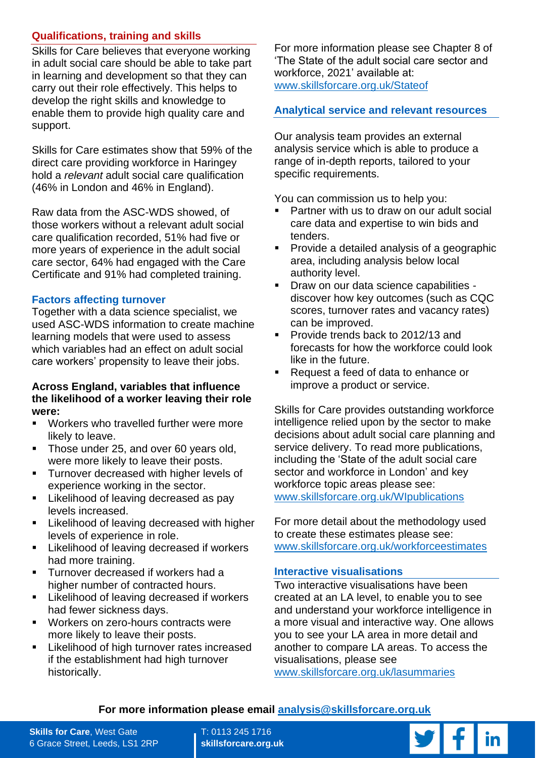## Qualifications, training and skills

Skills for Care believes that everyone working in adult social care should be able to take part in learning and development so that they can carry out their role effectively. This helps to develop the right skills and knowledge to enable them to provide high quality care and support.

Skills for Care estimates show that 59% of the direct care providing workforce in Haringey hold a *relevant* adult social care qualification (46% in London and 46% in England).

Raw data from the ASC-WDS showed, of those workers without a relevant adult social care qualification recorded, 51% had five or more years of experience in the adult social care sector, 64% had engaged with the Care Certificate and 91% had completed training.

## Factors affecting turnover

Together with a data science specialist, we used ASC-WDS information to create machine learning models that were used to assess which variables had an effect on adult social care workers' propensity to leave their jobs.

**Across England, variables that influence the likelihood of a worker leaving their role were:**

- Workers who travelled further were more likely to leave.
- Those under 25, and over 60 years old, were more likely to leave their posts.
- Turnover decreased with higher levels of experience working in the sector.
- Likelihood of leaving decreased as pay levels increased.
- Likelihood of leaving decreased with higher levels of experience in role.
- Likelihood of leaving decreased if workers had more training.
- Turnover decreased if workers had a higher number of contracted hours.
- Likelihood of leaving decreased if workers had fewer sickness days.
- Workers on zero-hours contracts were more likely to leave their posts.
- Likelihood of high turnover rates increased if the establishment had high turnover historically.

For more information please see Chapter 8 of 'The State of the adult social care sector and workforce, 2021' available at: www.skillsforcare.org.uk/Stateof

## Analytical service and relevant resources

Our analysis team provides an external analysis service which is able to produce a range of in-depth reports, tailored to your specific requirements.

You can commission us to help you:

- Partner with us to draw on our adult social care data and expertise to win bids and tenders.
- Provide a detailed analysis of a geographic area, including analysis below local authority level.
- Draw on our data science capabilities - discover how key outcomes (such as CQC scores, turnover rates and vacancy rates) can be improved.
- Provide trends back to 2012/13 and forecasts for how the workforce could look like in the future.
- Request a feed of data to enhance or improve a product or service.

Skills for Care provides outstanding workforce intelligence relied upon by the sector to make decisions about adult social care planning and service delivery. To read more publications, including the 'State of the adult social care sector and workforce in London' and key workforce topic areas please see: www.skillsforcare.org.uk/WIpublications

For more detail about the methodology used to create these estimates please see: www.skillsforcare.org.uk/workforceestimates

## Interactive visualisations

Two interactive visualisations have been created at an LA level, to enable you to see and understand your workforce intelligence in a more visual and interactive way. One allows you to see your LA area in more detail and another to compare LA areas. To access the visualisations, please see www.skillsforcare.org.uk/lasummaries

**For more information please email analysis@skillsforcare.org.uk**

**Skills for Care**, West Gate
6 Grace Street, Leeds, LS1 2RP

T: 0113 245 1716
**skillsforcare.org.uk**